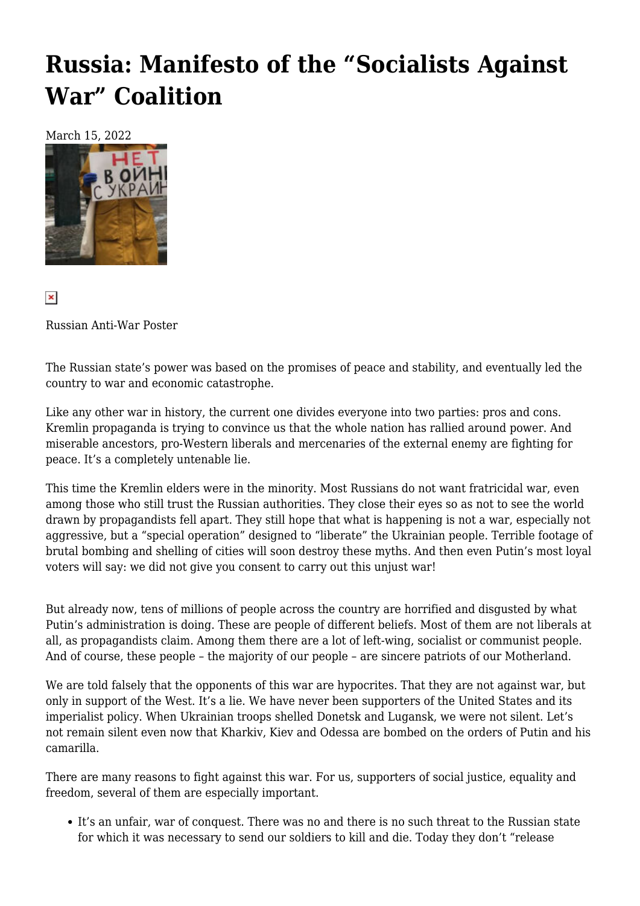# Russia: Manifesto of the "Socialists Against War" Coalition

March 15, 2022

Russian Anti-War Poster

The Russian state's power was based on the promises of peace and stability, and eventually led the country to war and economic catastrophe.

Like any other war in history, the current one divides everyone into two parties: pros and cons. Kremlin propaganda is trying to convince us that the whole nation has rallied around power. And miserable ancestors, pro-Western liberals and mercenaries of the external enemy are fighting for peace. It's a completely untenable lie.

This time the Kremlin elders were in the minority. Most Russians do not want fratricidal war, even among those who still trust the Russian authorities. They close their eyes so as not to see the world drawn by propagandists fell apart. They still hope that what is happening is not a war, especially not aggressive, but a "special operation" designed to "liberate" the Ukrainian people. Terrible footage of brutal bombing and shelling of cities will soon destroy these myths. And then even Putin's most loyal voters will say: we did not give you consent to carry out this unjust war!

But already now, tens of millions of people across the country are horrified and disgusted by what Putin's administration is doing. These are people of different beliefs. Most of them are not liberals at all, as propagandists claim. Among them there are a lot of left-wing, socialist or communist people. And of course, these people – the majority of our people – are sincere patriots of our Motherland.

We are told falsely that the opponents of this war are hypocrites. That they are not against war, but only in support of the West. It's a lie. We have never been supporters of the United States and its imperialist policy. When Ukrainian troops shelled Donetsk and Lugansk, we were not silent. Let's not remain silent even now that Kharkiv, Kiev and Odessa are bombed on the orders of Putin and his camarilla.

There are many reasons to fight against this war. For us, supporters of social justice, equality and freedom, several of them are especially important.

- It's an unfair, war of conquest. There was no and there is no such threat to the Russian state for which it was necessary to send our soldiers to kill and die. Today they don't "release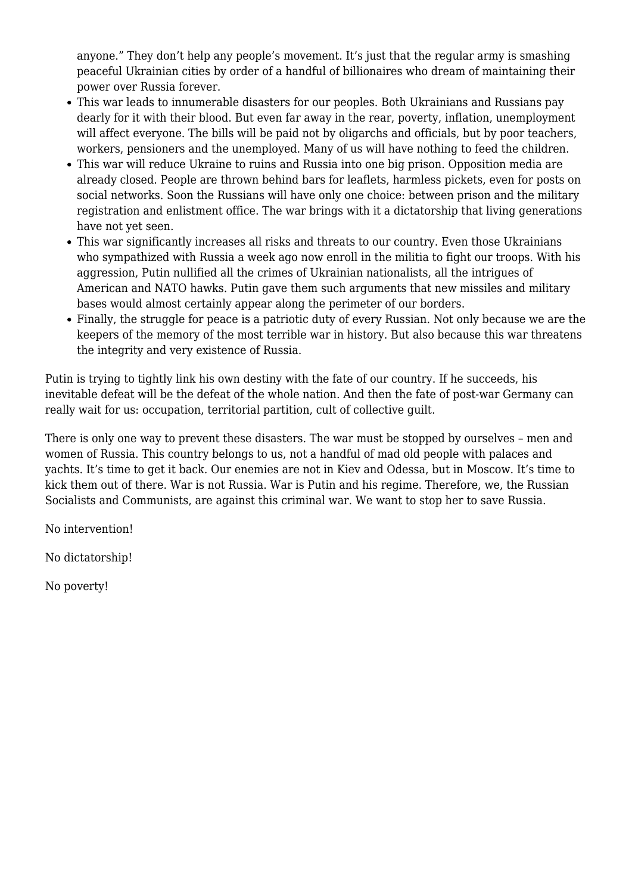anyone." They don't help any people's movement. It's just that the regular army is smashing peaceful Ukrainian cities by order of a handful of billionaires who dream of maintaining their power over Russia forever.

- This war leads to innumerable disasters for our peoples. Both Ukrainians and Russians pay dearly for it with their blood. But even far away in the rear, poverty, inflation, unemployment will affect everyone. The bills will be paid not by oligarchs and officials, but by poor teachers, workers, pensioners and the unemployed. Many of us will have nothing to feed the children.
- This war will reduce Ukraine to ruins and Russia into one big prison. Opposition media are already closed. People are thrown behind bars for leaflets, harmless pickets, even for posts on social networks. Soon the Russians will have only one choice: between prison and the military registration and enlistment office. The war brings with it a dictatorship that living generations have not yet seen.
- This war significantly increases all risks and threats to our country. Even those Ukrainians who sympathized with Russia a week ago now enroll in the militia to fight our troops. With his aggression, Putin nullified all the crimes of Ukrainian nationalists, all the intrigues of American and NATO hawks. Putin gave them such arguments that new missiles and military bases would almost certainly appear along the perimeter of our borders.
- Finally, the struggle for peace is a patriotic duty of every Russian. Not only because we are the keepers of the memory of the most terrible war in history. But also because this war threatens the integrity and very existence of Russia.

Putin is trying to tightly link his own destiny with the fate of our country. If he succeeds, his inevitable defeat will be the defeat of the whole nation. And then the fate of post-war Germany can really wait for us: occupation, territorial partition, cult of collective guilt.

There is only one way to prevent these disasters. The war must be stopped by ourselves – men and women of Russia. This country belongs to us, not a handful of mad old people with palaces and yachts. It's time to get it back. Our enemies are not in Kiev and Odessa, but in Moscow. It's time to kick them out of there. War is not Russia. War is Putin and his regime. Therefore, we, the Russian Socialists and Communists, are against this criminal war. We want to stop her to save Russia.

No intervention!

No dictatorship!

No poverty!